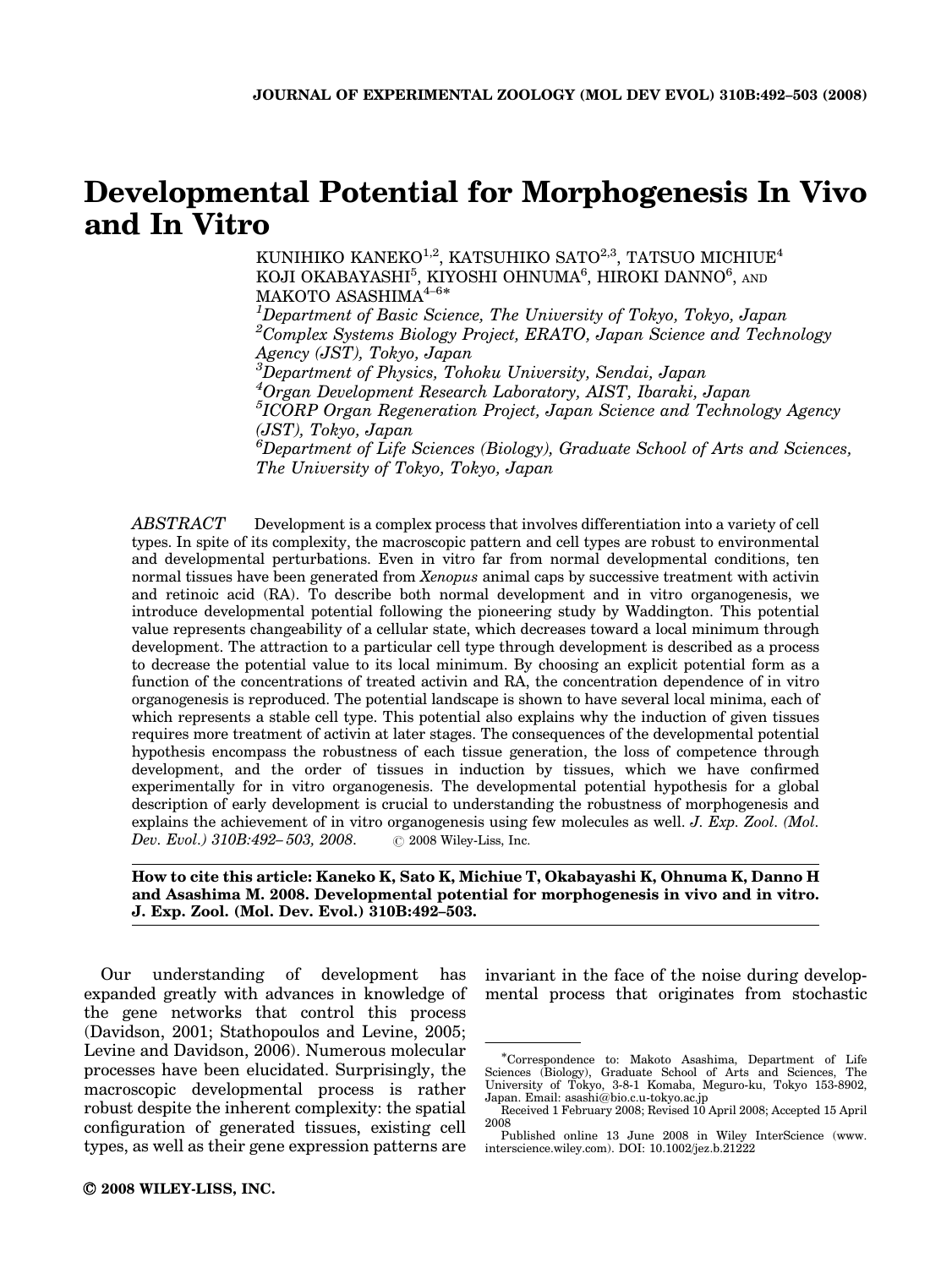# Developmental Potential for Morphogenesis In Vivo and In Vitro

KUNIHIKO KANEKO[1,2], KATSUHIKO SATO[2,3], TATSUO MICHIUE[4]
KOJI OKABAYASHI[5], KIYOSHI OHNUMA[6], HIROKI DANNO[6], AND
MAKOTO ASASHIMA[4–6]*

[1]*Department of Basic Science, The University of Tokyo, Tokyo, Japan*
[2]*Complex Systems Biology Project, ERATO, Japan Science and Technology Agency (JST), Tokyo, Japan*
[3]*Department of Physics, Tohoku University, Sendai, Japan*
[4]*Organ Development Research Laboratory, AIST, Ibaraki, Japan*
[5]*ICORP Organ Regeneration Project, Japan Science and Technology Agency (JST), Tokyo, Japan*
[6]*Department of Life Sciences (Biology), Graduate School of Arts and Sciences, The University of Tokyo, Tokyo, Japan*

*ABSTRACT* Development is a complex process that involves differentiation into a variety of cell types. In spite of its complexity, the macroscopic pattern and cell types are robust to environmental and developmental perturbations. Even in vitro far from normal developmental conditions, ten normal tissues have been generated from *Xenopus* animal caps by successive treatment with activin and retinoic acid (RA). To describe both normal development and in vitro organogenesis, we introduce developmental potential following the pioneering study by Waddington. This potential value represents changeability of a cellular state, which decreases toward a local minimum through development. The attraction to a particular cell type through development is described as a process to decrease the potential value to its local minimum. By choosing an explicit potential form as a function of the concentrations of treated activin and RA, the concentration dependence of in vitro organogenesis is reproduced. The potential landscape is shown to have several local minima, each of which represents a stable cell type. This potential also explains why the induction of given tissues requires more treatment of activin at later stages. The consequences of the developmental potential hypothesis encompass the robustness of each tissue generation, the loss of competence through development, and the order of tissues in induction by tissues, which we have confirmed experimentally for in vitro organogenesis. The developmental potential hypothesis for a global description of early development is crucial to understanding the robustness of morphogenesis and explains the achievement of in vitro organogenesis using few molecules as well. *J. Exp. Zool. (Mol. Dev. Evol.) 310B:492–503, 2008.* © 2008 Wiley-Liss, Inc.

**How to cite this article: Kaneko K, Sato K, Michiue T, Okabayashi K, Ohnuma K, Danno H and Asashima M. 2008. Developmental potential for morphogenesis in vivo and in vitro. J. Exp. Zool. (Mol. Dev. Evol.) 310B:492–503.**

Our understanding of development has expanded greatly with advances in knowledge of the gene networks that control this process (Davidson, 2001; Stathopoulos and Levine, 2005; Levine and Davidson, 2006). Numerous molecular processes have been elucidated. Surprisingly, the macroscopic developmental process is rather robust despite the inherent complexity: the spatial configuration of generated tissues, existing cell types, as well as their gene expression patterns are invariant in the face of the noise during developmental process that originates from stochastic

---

*Correspondence to: Makoto Asashima, Department of Life Sciences (Biology), Graduate School of Arts and Sciences, The University of Tokyo, 3-8-1 Komaba, Meguro-ku, Tokyo 153-8902, Japan. Email: asashi@bio.c.u-tokyo.ac.jp

Received 1 February 2008; Revised 10 April 2008; Accepted 15 April 2008

Published online 13 June 2008 in Wiley InterScience (www.interscience.wiley.com). DOI: 10.1002/jez.b.21222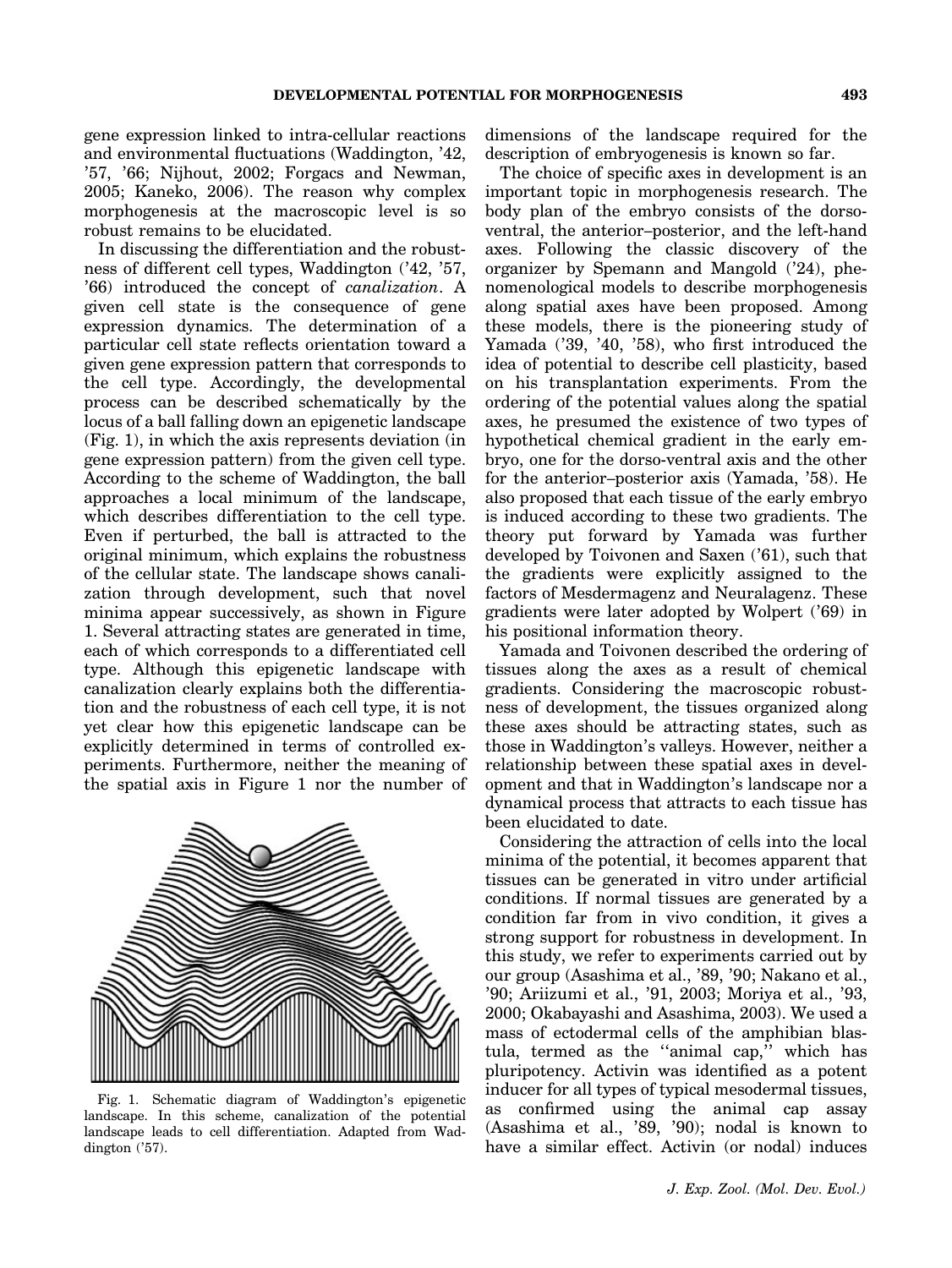gene expression linked to intra-cellular reactions and environmental fluctuations (Waddington, '42, '57, '66; Nijhout, 2002; Forgacs and Newman, 2005; Kaneko, 2006). The reason why complex morphogenesis at the macroscopic level is so robust remains to be elucidated.

In discussing the differentiation and the robustness of different cell types, Waddington ('42, '57, '66) introduced the concept of *canalization*. A given cell state is the consequence of gene expression dynamics. The determination of a particular cell state reflects orientation toward a given gene expression pattern that corresponds to the cell type. Accordingly, the developmental process can be described schematically by the locus of a ball falling down an epigenetic landscape (Fig. 1), in which the axis represents deviation (in gene expression pattern) from the given cell type. According to the scheme of Waddington, the ball approaches a local minimum of the landscape, which describes differentiation to the cell type. Even if perturbed, the ball is attracted to the original minimum, which explains the robustness of the cellular state. The landscape shows canalization through development, such that novel minima appear successively, as shown in Figure 1. Several attracting states are generated in time, each of which corresponds to a differentiated cell type. Although this epigenetic landscape with canalization clearly explains both the differentiation and the robustness of each cell type, it is not yet clear how this epigenetic landscape can be explicitly determined in terms of controlled experiments. Furthermore, neither the meaning of the spatial axis in Figure 1 nor the number of dimensions of the landscape required for the description of embryogenesis is known so far.

Fig. 1. Schematic diagram of Waddington's epigenetic landscape. In this scheme, canalization of the potential landscape leads to cell differentiation. Adapted from Waddington ('57).

The choice of specific axes in development is an important topic in morphogenesis research. The body plan of the embryo consists of the dorso-ventral, the anterior–posterior, and the left-hand axes. Following the classic discovery of the organizer by Spemann and Mangold ('24), phenomenological models to describe morphogenesis along spatial axes have been proposed. Among these models, there is the pioneering study of Yamada ('39, '40, '58), who first introduced the idea of potential to describe cell plasticity, based on his transplantation experiments. From the ordering of the potential values along the spatial axes, he presumed the existence of two types of hypothetical chemical gradient in the early embryo, one for the dorso-ventral axis and the other for the anterior–posterior axis (Yamada, '58). He also proposed that each tissue of the early embryo is induced according to these two gradients. The theory put forward by Yamada was further developed by Toivonen and Saxen ('61), such that the gradients were explicitly assigned to the factors of Mesdermagenz and Neuralagenz. These gradients were later adopted by Wolpert ('69) in his positional information theory.

Yamada and Toivonen described the ordering of tissues along the axes as a result of chemical gradients. Considering the macroscopic robustness of development, the tissues organized along these axes should be attracting states, such as those in Waddington's valleys. However, neither a relationship between these spatial axes in development and that in Waddington's landscape nor a dynamical process that attracts to each tissue has been elucidated to date.

Considering the attraction of cells into the local minima of the potential, it becomes apparent that tissues can be generated in vitro under artificial conditions. If normal tissues are generated by a condition far from in vivo condition, it gives a strong support for robustness in development. In this study, we refer to experiments carried out by our group (Asashima et al., '89, '90; Nakano et al., '90; Ariizumi et al., '91, 2003; Moriya et al., '93, 2000; Okabayashi and Asashima, 2003). We used a mass of ectodermal cells of the amphibian blastula, termed as the "animal cap," which has pluripotency. Activin was identified as a potent inducer for all types of typical mesodermal tissues, as confirmed using the animal cap assay (Asashima et al., '89, '90); nodal is known to have a similar effect. Activin (or nodal) induces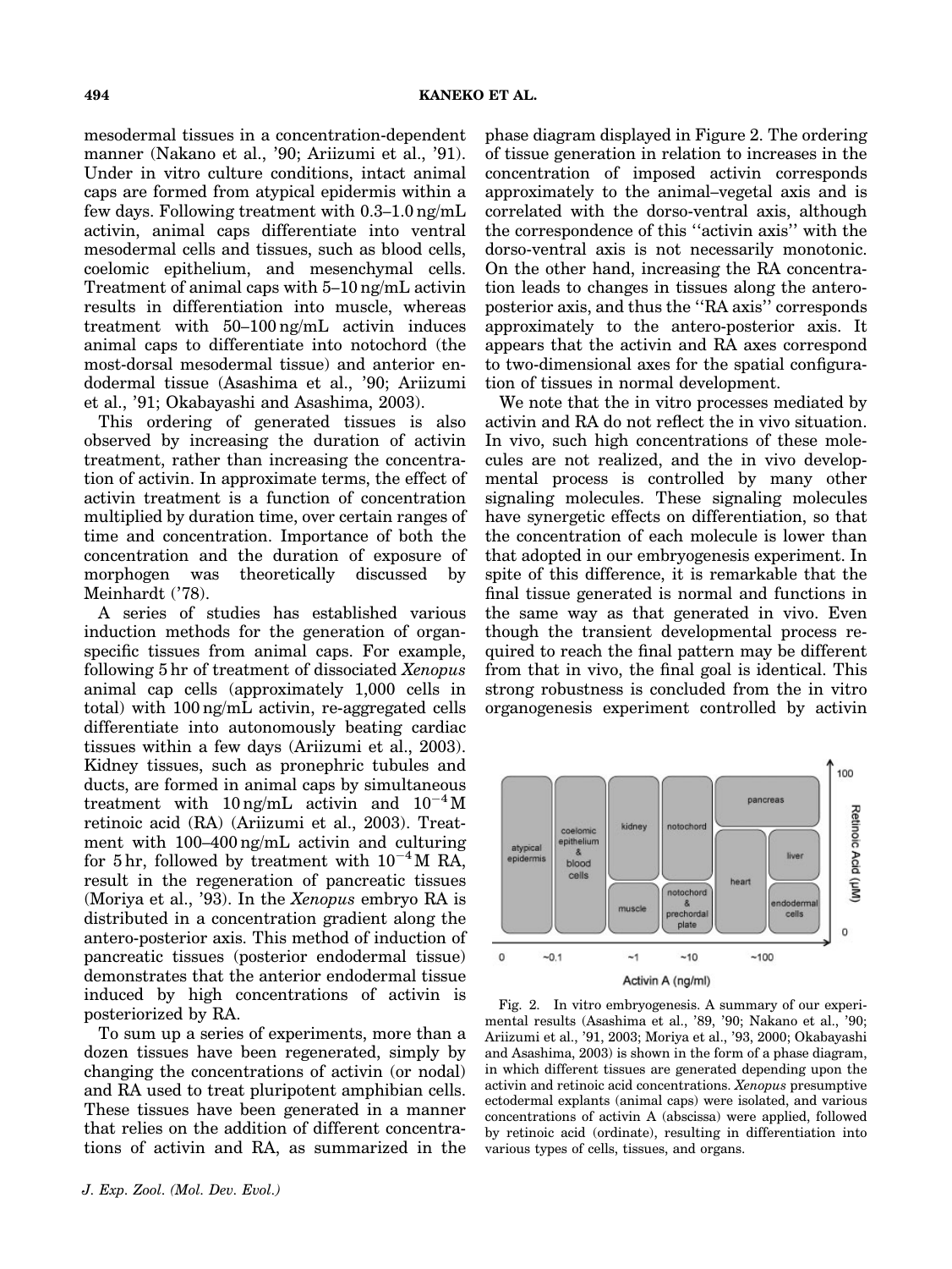mesodermal tissues in a concentration-dependent manner (Nakano et al., '90; Ariizumi et al., '91). Under in vitro culture conditions, intact animal caps are formed from atypical epidermis within a few days. Following treatment with 0.3–1.0 ng/mL activin, animal caps differentiate into ventral mesodermal cells and tissues, such as blood cells, coelomic epithelium, and mesenchymal cells. Treatment of animal caps with 5–10 ng/mL activin results in differentiation into muscle, whereas treatment with 50–100 ng/mL activin induces animal caps to differentiate into notochord (the most-dorsal mesodermal tissue) and anterior endodermal tissue (Asashima et al., '90; Ariizumi et al., '91; Okabayashi and Asashima, 2003).

This ordering of generated tissues is also observed by increasing the duration of activin treatment, rather than increasing the concentration of activin. In approximate terms, the effect of activin treatment is a function of concentration multiplied by duration time, over certain ranges of time and concentration. Importance of both the concentration and the duration of exposure of morphogen was theoretically discussed by Meinhardt ('78).

A series of studies has established various induction methods for the generation of organ-specific tissues from animal caps. For example, following 5 hr of treatment of dissociated *Xenopus* animal cap cells (approximately 1,000 cells in total) with 100 ng/mL activin, re-aggregated cells differentiate into autonomously beating cardiac tissues within a few days (Ariizumi et al., 2003). Kidney tissues, such as pronephric tubules and ducts, are formed in animal caps by simultaneous treatment with 10 ng/mL activin and $10^{-4}$ M retinoic acid (RA) (Ariizumi et al., 2003). Treatment with 100–400 ng/mL activin and culturing for 5 hr, followed by treatment with $10^{-4}$ M RA, result in the regeneration of pancreatic tissues (Moriya et al., '93). In the *Xenopus* embryo RA is distributed in a concentration gradient along the antero-posterior axis. This method of induction of pancreatic tissues (posterior endodermal tissue) demonstrates that the anterior endodermal tissue induced by high concentrations of activin is posteriorized by RA.

To sum up a series of experiments, more than a dozen tissues have been regenerated, simply by changing the concentrations of activin (or nodal) and RA used to treat pluripotent amphibian cells. These tissues have been generated in a manner that relies on the addition of different concentrations of activin and RA, as summarized in the phase diagram displayed in Figure 2. The ordering of tissue generation in relation to increases in the concentration of imposed activin corresponds approximately to the animal–vegetal axis and is correlated with the dorso-ventral axis, although the correspondence of this ''activin axis'' with the dorso-ventral axis is not necessarily monotonic. On the other hand, increasing the RA concentration leads to changes in tissues along the antero-posterior axis, and thus the ''RA axis'' corresponds approximately to the antero-posterior axis. It appears that the activin and RA axes correspond to two-dimensional axes for the spatial configuration of tissues in normal development.

We note that the in vitro processes mediated by activin and RA do not reflect the in vivo situation. In vivo, such high concentrations of these molecules are not realized, and the in vivo developmental process is controlled by many other signaling molecules. These signaling molecules have synergetic effects on differentiation, so that the concentration of each molecule is lower than that adopted in our embryogenesis experiment. In spite of this difference, it is remarkable that the final tissue generated is normal and functions in the same way as that generated in vivo. Even though the transient developmental process required to reach the final pattern may be different from that in vivo, the final goal is identical. This strong robustness is concluded from the in vitro organogenesis experiment controlled by activin

Fig. 2. In vitro embryogenesis. A summary of our experimental results (Asashima et al., '89, '90; Nakano et al., '90; Ariizumi et al., '91, 2003; Moriya et al., '93, 2000; Okabayashi and Asashima, 2003) is shown in the form of a phase diagram, in which different tissues are generated depending upon the activin and retinoic acid concentrations. *Xenopus* presumptive ectodermal explants (animal caps) were isolated, and various concentrations of activin A (abscissa) were applied, followed by retinoic acid (ordinate), resulting in differentiation into various types of cells, tissues, and organs.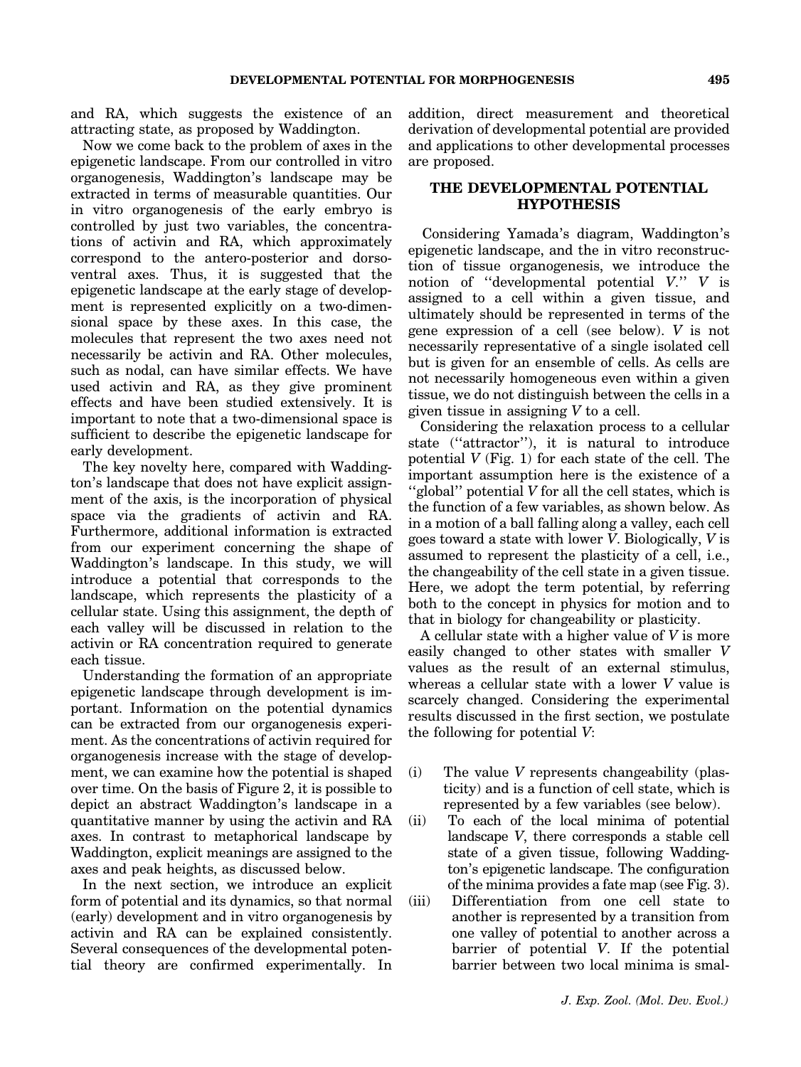and RA, which suggests the existence of an attracting state, as proposed by Waddington.

Now we come back to the problem of axes in the epigenetic landscape. From our controlled in vitro organogenesis, Waddington's landscape may be extracted in terms of measurable quantities. Our in vitro organogenesis of the early embryo is controlled by just two variables, the concentrations of activin and RA, which approximately correspond to the antero-posterior and dorso-ventral axes. Thus, it is suggested that the epigenetic landscape at the early stage of development is represented explicitly on a two-dimensional space by these axes. In this case, the molecules that represent the two axes need not necessarily be activin and RA. Other molecules, such as nodal, can have similar effects. We have used activin and RA, as they give prominent effects and have been studied extensively. It is important to note that a two-dimensional space is sufficient to describe the epigenetic landscape for early development.

The key novelty here, compared with Waddington's landscape that does not have explicit assignment of the axis, is the incorporation of physical space via the gradients of activin and RA. Furthermore, additional information is extracted from our experiment concerning the shape of Waddington's landscape. In this study, we will introduce a potential that corresponds to the landscape, which represents the plasticity of a cellular state. Using this assignment, the depth of each valley will be discussed in relation to the activin or RA concentration required to generate each tissue.

Understanding the formation of an appropriate epigenetic landscape through development is important. Information on the potential dynamics can be extracted from our organogenesis experiment. As the concentrations of activin required for organogenesis increase with the stage of development, we can examine how the potential is shaped over time. On the basis of Figure 2, it is possible to depict an abstract Waddington's landscape in a quantitative manner by using the activin and RA axes. In contrast to metaphorical landscape by Waddington, explicit meanings are assigned to the axes and peak heights, as discussed below.

In the next section, we introduce an explicit form of potential and its dynamics, so that normal (early) development and in vitro organogenesis by activin and RA can be explained consistently. Several consequences of the developmental potential theory are confirmed experimentally. In addition, direct measurement and theoretical derivation of developmental potential are provided and applications to other developmental processes are proposed.

## THE DEVELOPMENTAL POTENTIAL HYPOTHESIS

Considering Yamada's diagram, Waddington's epigenetic landscape, and the in vitro reconstruction of tissue organogenesis, we introduce the notion of "developmental potential $V$." $V$ is assigned to a cell within a given tissue, and ultimately should be represented in terms of the gene expression of a cell (see below). $V$ is not necessarily representative of a single isolated cell but is given for an ensemble of cells. As cells are not necessarily homogeneous even within a given tissue, we do not distinguish between the cells in a given tissue in assigning $V$ to a cell.

Considering the relaxation process to a cellular state ("attractor"), it is natural to introduce potential $V$ (Fig. 1) for each state of the cell. The important assumption here is the existence of a "global" potential $V$ for all the cell states, which is the function of a few variables, as shown below. As in a motion of a ball falling along a valley, each cell goes toward a state with lower $V$. Biologically, $V$ is assumed to represent the plasticity of a cell, i.e., the changeability of the cell state in a given tissue. Here, we adopt the term potential, by referring both to the concept in physics for motion and to that in biology for changeability or plasticity.

A cellular state with a higher value of $V$ is more easily changed to other states with smaller $V$ values as the result of an external stimulus, whereas a cellular state with a lower $V$ value is scarcely changed. Considering the experimental results discussed in the first section, we postulate the following for potential $V$:

(i) The value $V$ represents changeability (plasticity) and is a function of cell state, which is represented by a few variables (see below).

(ii) To each of the local minima of potential landscape $V$, there corresponds a stable cell state of a given tissue, following Waddington's epigenetic landscape. The configuration of the minima provides a fate map (see Fig. 3).

(iii) Differentiation from one cell state to another is represented by a transition from one valley of potential to another across a barrier of potential $V$. If the potential barrier between two local minima is smal-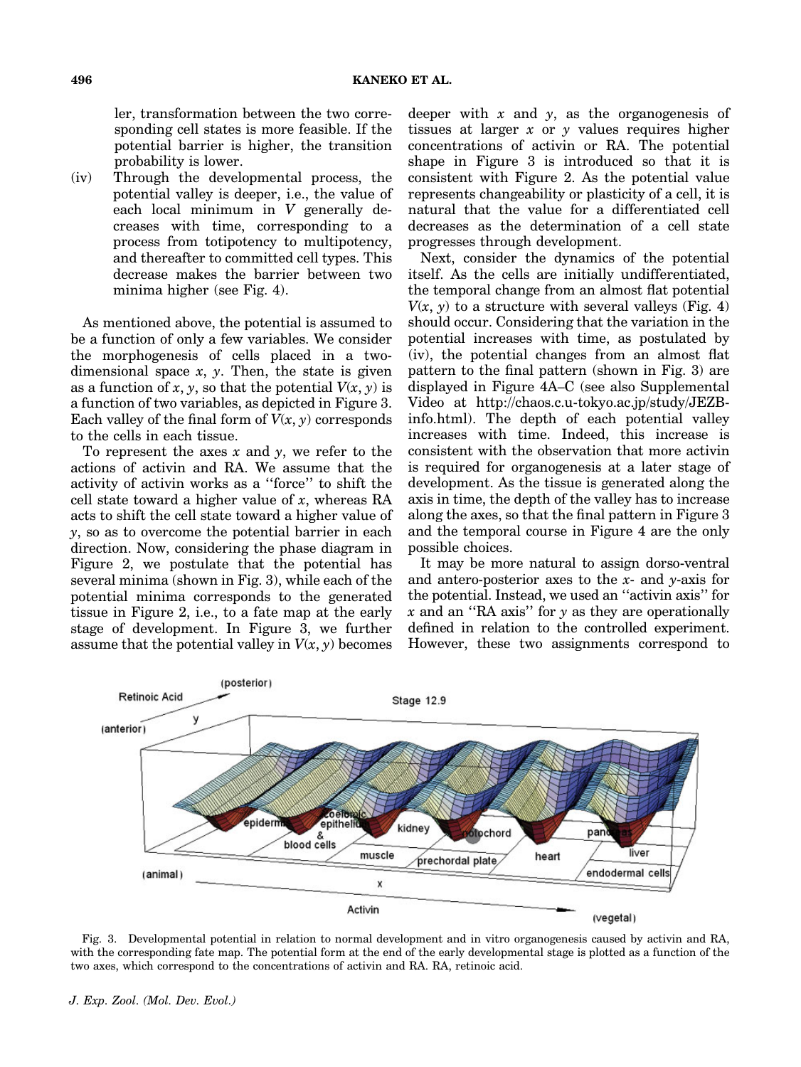ler, transformation between the two corresponding cell states is more feasible. If the potential barrier is higher, the transition probability is lower.

(iv) Through the developmental process, the potential valley is deeper, i.e., the value of each local minimum in $V$ generally decreases with time, corresponding to a process from totipotency to multipotency, and thereafter to committed cell types. This decrease makes the barrier between two minima higher (see Fig. 4).

As mentioned above, the potential is assumed to be a function of only a few variables. We consider the morphogenesis of cells placed in a two-dimensional space $x$, $y$. Then, the state is given as a function of $x$, $y$, so that the potential $V(x, y)$ is a function of two variables, as depicted in Figure 3. Each valley of the final form of $V(x, y)$ corresponds to the cells in each tissue.

To represent the axes $x$ and $y$, we refer to the actions of activin and RA. We assume that the activity of activin works as a ''force'' to shift the cell state toward a higher value of $x$, whereas RA acts to shift the cell state toward a higher value of $y$, so as to overcome the potential barrier in each direction. Now, considering the phase diagram in Figure 2, we postulate that the potential has several minima (shown in Fig. 3), while each of the potential minima corresponds to the generated tissue in Figure 2, i.e., to a fate map at the early stage of development. In Figure 3, we further assume that the potential valley in $V(x, y)$ becomes deeper with $x$ and $y$, as the organogenesis of tissues at larger $x$ or $y$ values requires higher concentrations of activin or RA. The potential shape in Figure 3 is introduced so that it is consistent with Figure 2. As the potential value represents changeability or plasticity of a cell, it is natural that the value for a differentiated cell decreases as the determination of a cell state progresses through development.

Next, consider the dynamics of the potential itself. As the cells are initially undifferentiated, the temporal change from an almost flat potential $V(x, y)$ to a structure with several valleys (Fig. 4) should occur. Considering that the variation in the potential increases with time, as postulated by (iv), the potential changes from an almost flat pattern to the final pattern (shown in Fig. 3) are displayed in Figure 4A–C (see also Supplemental Video at http://chaos.c.u-tokyo.ac.jp/study/JEZB-info.html). The depth of each potential valley increases with time. Indeed, this increase is consistent with the observation that more activin is required for organogenesis at a later stage of development. As the tissue is generated along the axis in time, the depth of the valley has to increase along the axes, so that the final pattern in Figure 3 and the temporal course in Figure 4 are the only possible choices.

It may be more natural to assign dorso-ventral and antero-posterior axes to the $x$- and $y$-axis for the potential. Instead, we used an ''activin axis'' for $x$ and an ''RA axis'' for $y$ as they are operationally defined in relation to the controlled experiment. However, these two assignments correspond to

Fig. 3. Developmental potential in relation to normal development and in vitro organogenesis caused by activin and RA, with the corresponding fate map. The potential form at the end of the early developmental stage is plotted as a function of the two axes, which correspond to the concentrations of activin and RA. RA, retinoic acid.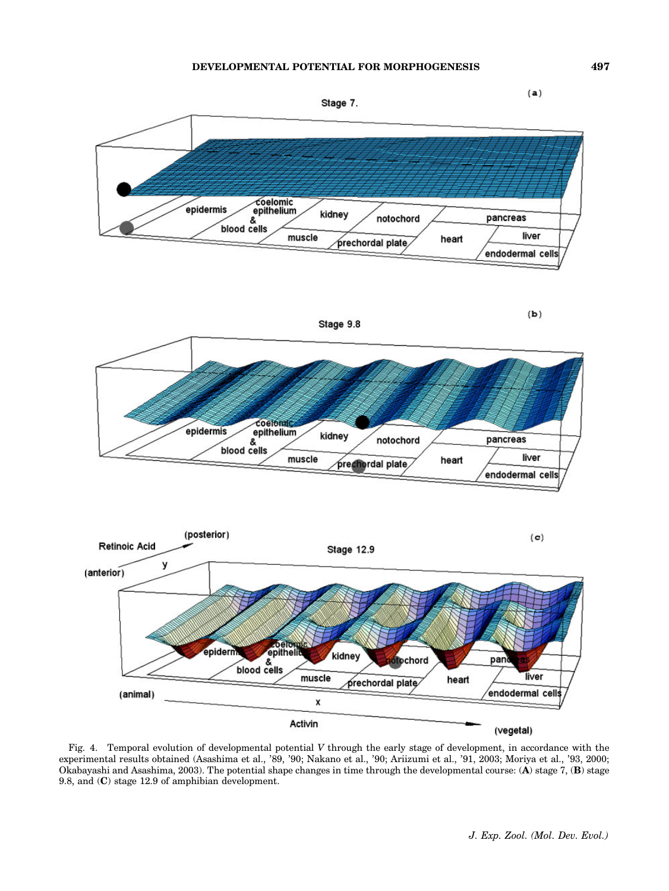Fig. 4. Temporal evolution of developmental potential $V$ through the early stage of development, in accordance with the experimental results obtained (Asashima et al., '89, '90; Nakano et al., '90; Ariizumi et al., '91, 2003; Moriya et al., '93, 2000; Okabayashi and Asashima, 2003). The potential shape changes in time through the developmental course: (**A**) stage 7, (**B**) stage 9.8, and (**C**) stage 12.9 of amphibian development.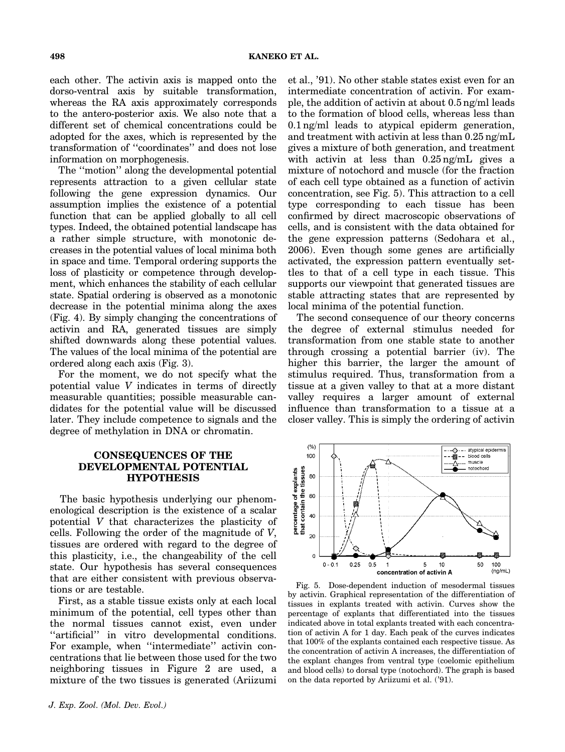each other. The activin axis is mapped onto the dorso-ventral axis by suitable transformation, whereas the RA axis approximately corresponds to the antero-posterior axis. We also note that a different set of chemical concentrations could be adopted for the axes, which is represented by the transformation of ''coordinates'' and does not lose information on morphogenesis.

The ''motion'' along the developmental potential represents attraction to a given cellular state following the gene expression dynamics. Our assumption implies the existence of a potential function that can be applied globally to all cell types. Indeed, the obtained potential landscape has a rather simple structure, with monotonic decreases in the potential values of local minima both in space and time. Temporal ordering supports the loss of plasticity or competence through development, which enhances the stability of each cellular state. Spatial ordering is observed as a monotonic decrease in the potential minima along the axes (Fig. 4). By simply changing the concentrations of activin and RA, generated tissues are simply shifted downwards along these potential values. The values of the local minima of the potential are ordered along each axis (Fig. 3).

For the moment, we do not specify what the potential value $V$ indicates in terms of directly measurable quantities; possible measurable candidates for the potential value will be discussed later. They include competence to signals and the degree of methylation in DNA or chromatin.

## CONSEQUENCES OF THE DEVELOPMENTAL POTENTIAL HYPOTHESIS

The basic hypothesis underlying our phenomenological description is the existence of a scalar potential $V$ that characterizes the plasticity of cells. Following the order of the magnitude of $V$, tissues are ordered with regard to the degree of this plasticity, i.e., the changeability of the cell state. Our hypothesis has several consequences that are either consistent with previous observations or are testable.

First, as a stable tissue exists only at each local minimum of the potential, cell types other than the normal tissues cannot exist, even under ''artificial'' in vitro developmental conditions. For example, when ''intermediate'' activin concentrations that lie between those used for the two neighboring tissues in Figure 2 are used, a mixture of the two tissues is generated (Ariizumi et al., '91). No other stable states exist even for an intermediate concentration of activin. For example, the addition of activin at about 0.5 ng/ml leads to the formation of blood cells, whereas less than 0.1 ng/ml leads to atypical epiderm generation, and treatment with activin at less than 0.25 ng/mL gives a mixture of both generation, and treatment with activin at less than 0.25 ng/mL gives a mixture of notochord and muscle (for the fraction of each cell type obtained as a function of activin concentration, see Fig. 5). This attraction to a cell type corresponding to each tissue has been confirmed by direct macroscopic observations of cells, and is consistent with the data obtained for the gene expression patterns (Sedohara et al., 2006). Even though some genes are artificially activated, the expression pattern eventually settles to that of a cell type in each tissue. This supports our viewpoint that generated tissues are stable attracting states that are represented by local minima of the potential function.

The second consequence of our theory concerns the degree of external stimulus needed for transformation from one stable state to another through crossing a potential barrier (iv). The higher this barrier, the larger the amount of stimulus required. Thus, transformation from a tissue at a given valley to that at a more distant valley requires a larger amount of external influence than transformation to a tissue at a closer valley. This is simply the ordering of activin

(%)
100
80
60
40
20
0
percentage of explants that contain the tissues
0 - 0.1 0.25 0.5 1 5 10 50 100 (ng/mL)
concentration of activin A
atypical epidermis
blood cells
muscle
notochord

Fig. 5. Dose-dependent induction of mesodermal tissues by activin. Graphical representation of the differentiation of tissues in explants treated with activin. Curves show the percentage of explants that differentiated into the tissues indicated above in total explants treated with each concentration of activin A for 1 day. Each peak of the curves indicates that 100% of the explants contained each respective tissue. As the concentration of activin A increases, the differentiation of the explant changes from ventral type (coelomic epithelium and blood cells) to dorsal type (notochord). The graph is based on the data reported by Ariizumi et al. ('91).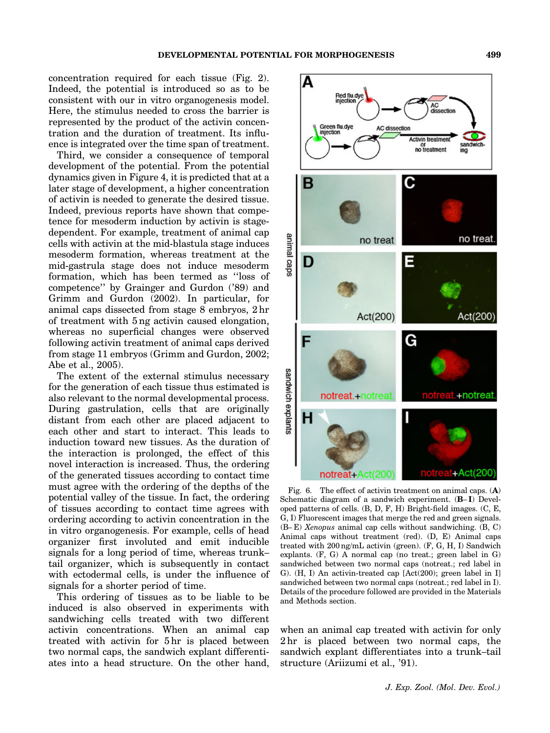concentration required for each tissue (Fig. 2). Indeed, the potential is introduced so as to be consistent with our in vitro organogenesis model. Here, the stimulus needed to cross the barrier is represented by the product of the activin concentration and the duration of treatment. Its influence is integrated over the time span of treatment.

Third, we consider a consequence of temporal development of the potential. From the potential dynamics given in Figure 4, it is predicted that at a later stage of development, a higher concentration of activin is needed to generate the desired tissue. Indeed, previous reports have shown that competence for mesoderm induction by activin is stage-dependent. For example, treatment of animal cap cells with activin at the mid-blastula stage induces mesoderm formation, whereas treatment at the mid-gastrula stage does not induce mesoderm formation, which has been termed as ''loss of competence'' by Grainger and Gurdon ('89) and Grimm and Gurdon (2002). In particular, for animal caps dissected from stage 8 embryos, 2 hr of treatment with 5 ng activin caused elongation, whereas no superficial changes were observed following activin treatment of animal caps derived from stage 11 embryos (Grimm and Gurdon, 2002; Abe et al., 2005).

The extent of the external stimulus necessary for the generation of each tissue thus estimated is also relevant to the normal developmental process. During gastrulation, cells that are originally distant from each other are placed adjacent to each other and start to interact. This leads to induction toward new tissues. As the duration of the interaction is prolonged, the effect of this novel interaction is increased. Thus, the ordering of the generated tissues according to contact time must agree with the ordering of the depths of the potential valley of the tissue. In fact, the ordering of tissues according to contact time agrees with ordering according to activin concentration in the in vitro organogenesis. For example, cells of head organizer first involuted and emit inducible signals for a long period of time, whereas trunk–tail organizer, which is subsequently in contact with ectodermal cells, is under the influence of signals for a shorter period of time.

This ordering of tissues as to be liable to be induced is also observed in experiments with sandwiching cells treated with two different activin concentrations. When an animal cap treated with activin for 5 hr is placed between two normal caps, the sandwich explant differentiates into a head structure. On the other hand, when an animal cap treated with activin for only 2 hr is placed between two normal caps, the sandwich explant differentiates into a trunk–tail structure (Ariizumi et al., '91).

Fig. 6. The effect of activin treatment on animal caps. (**A**) Schematic diagram of a sandwich experiment. (**B–I**) Developed patterns of cells. (B, D, F, H) Bright-field images. (C, E, G, I) Fluorescent images that merge the red and green signals. (B–E) *Xenopus* animal cap cells without sandwiching. (B, C) Animal caps without treatment (red). (D, E) Animal caps treated with 200 ng/mL activin (green). (F, G, H, I) Sandwich explants. (F, G) A normal cap (no treat.; green label in G) sandwiched between two normal caps (notreat.; red label in G). (H, I) An activin-treated cap [Act(200); green label in I] sandwiched between two normal caps (notreat.; red label in I). Details of the procedure followed are provided in the Materials and Methods section.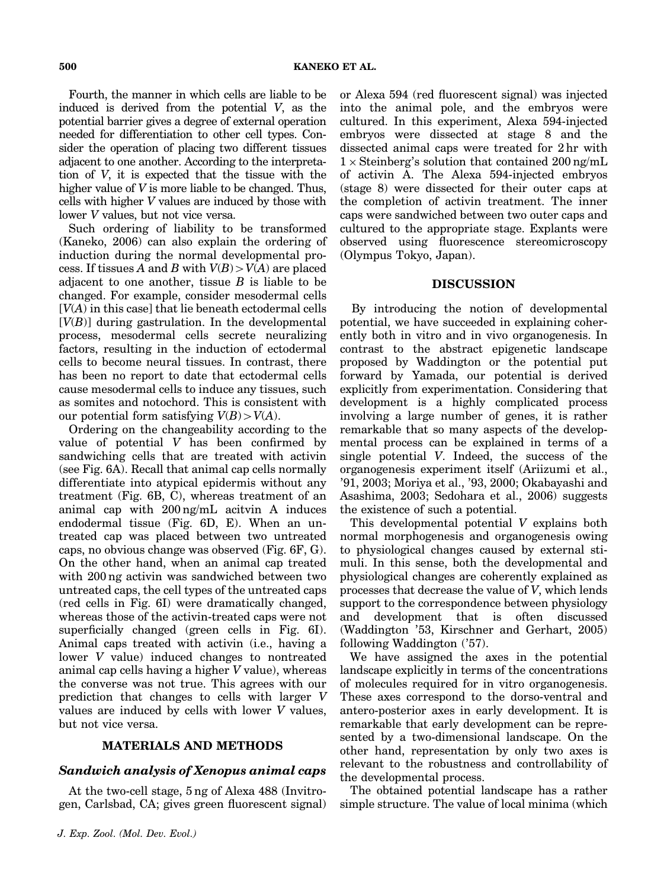Fourth, the manner in which cells are liable to be induced is derived from the potential $V$, as the potential barrier gives a degree of external operation needed for differentiation to other cell types. Consider the operation of placing two different tissues adjacent to one another. According to the interpretation of $V$, it is expected that the tissue with the higher value of $V$ is more liable to be changed. Thus, cells with higher $V$ values are induced by those with lower $V$ values, but not vice versa.

Such ordering of liability to be transformed (Kaneko, 2006) can also explain the ordering of induction during the normal developmental process. If tissues $A$ and $B$ with $V(B) > V(A)$ are placed adjacent to one another, tissue $B$ is liable to be changed. For example, consider mesodermal cells [$V(A)$ in this case] that lie beneath ectodermal cells [$V(B)$] during gastrulation. In the developmental process, mesodermal cells secrete neuralizing factors, resulting in the induction of ectodermal cells to become neural tissues. In contrast, there has been no report to date that ectodermal cells cause mesodermal cells to induce any tissues, such as somites and notochord. This is consistent with our potential form satisfying $V(B) > V(A)$.

Ordering on the changeability according to the value of potential $V$ has been confirmed by sandwiching cells that are treated with activin (see Fig. 6A). Recall that animal cap cells normally differentiate into atypical epidermis without any treatment (Fig. 6B, C), whereas treatment of an animal cap with 200 ng/mL acitvin A induces endodermal tissue (Fig. 6D, E). When an untreated cap was placed between two untreated caps, no obvious change was observed (Fig. 6F, G). On the other hand, when an animal cap treated with 200 ng activin was sandwiched between two untreated caps, the cell types of the untreated caps (red cells in Fig. 6I) were dramatically changed, whereas those of the activin-treated caps were not superficially changed (green cells in Fig. 6I). Animal caps treated with activin (i.e., having a lower $V$ value) induced changes to nontreated animal cap cells having a higher $V$ value), whereas the converse was not true. This agrees with our prediction that changes to cells with larger $V$ values are induced by cells with lower $V$ values, but not vice versa.

## MATERIALS AND METHODS

### *Sandwich analysis of Xenopus animal caps*

At the two-cell stage, 5 ng of Alexa 488 (Invitrogen, Carlsbad, CA; gives green fluorescent signal) or Alexa 594 (red fluorescent signal) was injected into the animal pole, and the embryos were cultured. In this experiment, Alexa 594-injected embryos were dissected at stage 8 and the dissected animal caps were treated for 2 hr with $1 \times$ Steinberg's solution that contained 200 ng/mL of activin A. The Alexa 594-injected embryos (stage 8) were dissected for their outer caps at the completion of activin treatment. The inner caps were sandwiched between two outer caps and cultured to the appropriate stage. Explants were observed using fluorescence stereomicroscopy (Olympus Tokyo, Japan).

## DISCUSSION

By introducing the notion of developmental potential, we have succeeded in explaining coherently both in vitro and in vivo organogenesis. In contrast to the abstract epigenetic landscape proposed by Waddington or the potential put forward by Yamada, our potential is derived explicitly from experimentation. Considering that development is a highly complicated process involving a large number of genes, it is rather remarkable that so many aspects of the developmental process can be explained in terms of a single potential $V$. Indeed, the success of the organogenesis experiment itself (Ariizumi et al., '91, 2003; Moriya et al., '93, 2000; Okabayashi and Asashima, 2003; Sedohara et al., 2006) suggests the existence of such a potential.

This developmental potential $V$ explains both normal morphogenesis and organogenesis owing to physiological changes caused by external stimuli. In this sense, both the developmental and physiological changes are coherently explained as processes that decrease the value of $V$, which lends support to the correspondence between physiology and development that is often discussed (Waddington '53, Kirschner and Gerhart, 2005) following Waddington ('57).

We have assigned the axes in the potential landscape explicitly in terms of the concentrations of molecules required for in vitro organogenesis. These axes correspond to the dorso-ventral and antero-posterior axes in early development. It is remarkable that early development can be represented by a two-dimensional landscape. On the other hand, representation by only two axes is relevant to the robustness and controllability of the developmental process.

The obtained potential landscape has a rather simple structure. The value of local minima (which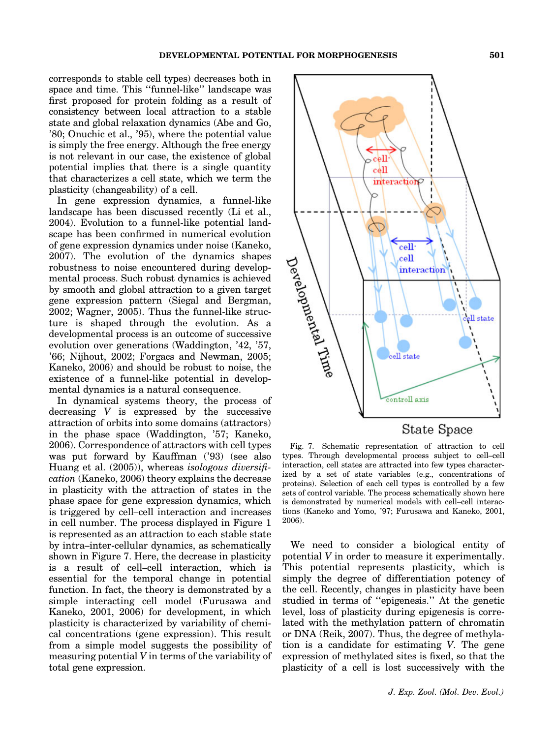corresponds to stable cell types) decreases both in space and time. This ‘‘funnel-like’’ landscape was first proposed for protein folding as a result of consistency between local attraction to a stable state and global relaxation dynamics (Abe and Go, ’80; Onuchic et al., ’95), where the potential value is simply the free energy. Although the free energy is not relevant in our case, the existence of global potential implies that there is a single quantity that characterizes a cell state, which we term the plasticity (changeability) of a cell.

In gene expression dynamics, a funnel-like landscape has been discussed recently (Li et al., 2004). Evolution to a funnel-like potential landscape has been confirmed in numerical evolution of gene expression dynamics under noise (Kaneko, 2007). The evolution of the dynamics shapes robustness to noise encountered during developmental process. Such robust dynamics is achieved by smooth and global attraction to a given target gene expression pattern (Siegal and Bergman, 2002; Wagner, 2005). Thus the funnel-like structure is shaped through the evolution. As a developmental process is an outcome of successive evolution over generations (Waddington, ’42, ’57, ’66; Nijhout, 2002; Forgacs and Newman, 2005; Kaneko, 2006) and should be robust to noise, the existence of a funnel-like potential in developmental dynamics is a natural consequence.

In dynamical systems theory, the process of decreasing $V$ is expressed by the successive attraction of orbits into some domains (attractors) in the phase space (Waddington, ’57; Kaneko, 2006). Correspondence of attractors with cell types was put forward by Kauffman (’93) (see also Huang et al. (2005)), whereas *isologous diversification* (Kaneko, 2006) theory explains the decrease in plasticity with the attraction of states in the phase space for gene expression dynamics, which is triggered by cell–cell interaction and increases in cell number. The process displayed in Figure 1 is represented as an attraction to each stable state by intra–inter-cellular dynamics, as schematically shown in Figure 7. Here, the decrease in plasticity is a result of cell–cell interaction, which is essential for the temporal change in potential function. In fact, the theory is demonstrated by a simple interacting cell model (Furusawa and Kaneko, 2001, 2006) for development, in which plasticity is characterized by variability of chemical concentrations (gene expression). This result from a simple model suggests the possibility of measuring potential $V$ in terms of the variability of total gene expression.

Fig. 7. Schematic representation of attraction to cell types. Through developmental process subject to cell–cell interaction, cell states are attracted into few types characterized by a set of state variables (e.g., concentrations of proteins). Selection of each cell types is controlled by a few sets of control variable. The process schematically shown here is demonstrated by numerical models with cell–cell interactions (Kaneko and Yomo, ’97; Furusawa and Kaneko, 2001, 2006).

We need to consider a biological entity of potential $V$ in order to measure it experimentally. This potential represents plasticity, which is simply the degree of differentiation potency of the cell. Recently, changes in plasticity have been studied in terms of ‘‘epigenesis.’’ At the genetic level, loss of plasticity during epigenesis is correlated with the methylation pattern of chromatin or DNA (Reik, 2007). Thus, the degree of methylation is a candidate for estimating $V$. The gene expression of methylated sites is fixed, so that the plasticity of a cell is lost successively with the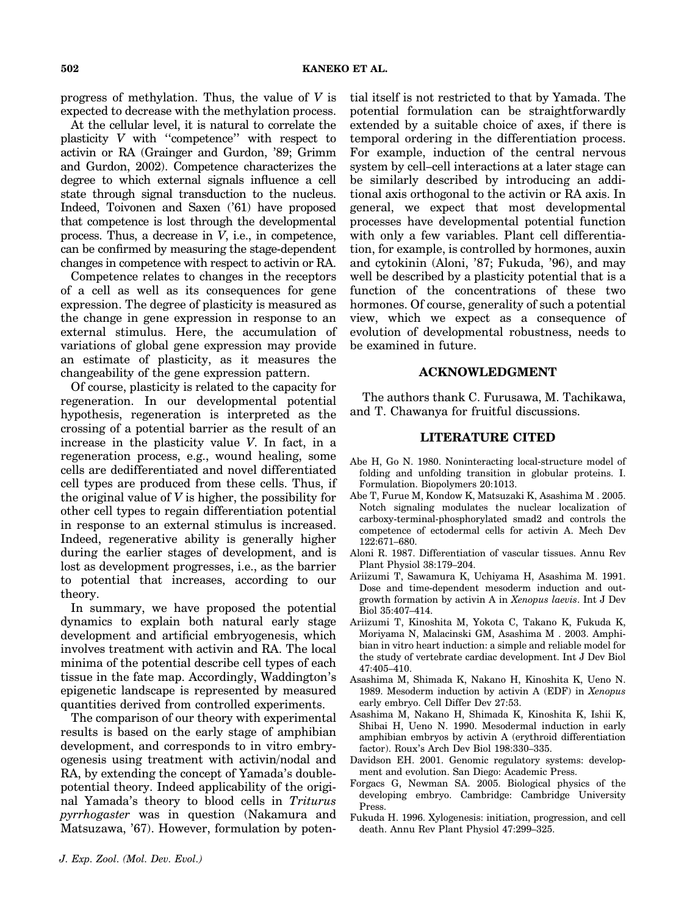progress of methylation. Thus, the value of $V$ is expected to decrease with the methylation process.

At the cellular level, it is natural to correlate the plasticity $V$ with ''competence'' with respect to activin or RA (Grainger and Gurdon, '89; Grimm and Gurdon, 2002). Competence characterizes the degree to which external signals influence a cell state through signal transduction to the nucleus. Indeed, Toivonen and Saxen ('61) have proposed that competence is lost through the developmental process. Thus, a decrease in $V$, i.e., in competence, can be confirmed by measuring the stage-dependent changes in competence with respect to activin or RA.

Competence relates to changes in the receptors of a cell as well as its consequences for gene expression. The degree of plasticity is measured as the change in gene expression in response to an external stimulus. Here, the accumulation of variations of global gene expression may provide an estimate of plasticity, as it measures the changeability of the gene expression pattern.

Of course, plasticity is related to the capacity for regeneration. In our developmental potential hypothesis, regeneration is interpreted as the crossing of a potential barrier as the result of an increase in the plasticity value $V$. In fact, in a regeneration process, e.g., wound healing, some cells are dedifferentiated and novel differentiated cell types are produced from these cells. Thus, if the original value of $V$ is higher, the possibility for other cell types to regain differentiation potential in response to an external stimulus is increased. Indeed, regenerative ability is generally higher during the earlier stages of development, and is lost as development progresses, i.e., as the barrier to potential that increases, according to our theory.

In summary, we have proposed the potential dynamics to explain both natural early stage development and artificial embryogenesis, which involves treatment with activin and RA. The local minima of the potential describe cell types of each tissue in the fate map. Accordingly, Waddington's epigenetic landscape is represented by measured quantities derived from controlled experiments.

The comparison of our theory with experimental results is based on the early stage of amphibian development, and corresponds to in vitro embryogenesis using treatment with activin/nodal and RA, by extending the concept of Yamada's double-potential theory. Indeed applicability of the original Yamada's theory to blood cells in *Triturus pyrrhogaster* was in question (Nakamura and Matsuzawa, '67). However, formulation by potential itself is not restricted to that by Yamada. The potential formulation can be straightforwardly extended by a suitable choice of axes, if there is temporal ordering in the differentiation process. For example, induction of the central nervous system by cell–cell interactions at a later stage can be similarly described by introducing an additional axis orthogonal to the activin or RA axis. In general, we expect that most developmental processes have developmental potential function with only a few variables. Plant cell differentiation, for example, is controlled by hormones, auxin and cytokinin (Aloni, '87; Fukuda, '96), and may well be described by a plasticity potential that is a function of the concentrations of these two hormones. Of course, generality of such a potential view, which we expect as a consequence of evolution of developmental robustness, needs to be examined in future.

## ACKNOWLEDGMENT

The authors thank C. Furusawa, M. Tachikawa, and T. Chawanya for fruitful discussions.

## LITERATURE CITED

Abe H, Go N. 1980. Noninteracting local-structure model of folding and unfolding transition in globular proteins. I. Formulation. Biopolymers 20:1013.

Abe T, Furue M, Kondow K, Matsuzaki K, Asashima M . 2005. Notch signaling modulates the nuclear localization of carboxy-terminal-phosphorylated smad2 and controls the competence of ectodermal cells for activin A. Mech Dev 122:671–680.

Aloni R. 1987. Differentiation of vascular tissues. Annu Rev Plant Physiol 38:179–204.

Ariizumi T, Sawamura K, Uchiyama H, Asashima M. 1991. Dose and time-dependent mesoderm induction and outgrowth formation by activin A in *Xenopus laevis*. Int J Dev Biol 35:407–414.

Ariizumi T, Kinoshita M, Yokota C, Takano K, Fukuda K, Moriyama N, Malacinski GM, Asashima M . 2003. Amphibian in vitro heart induction: a simple and reliable model for the study of vertebrate cardiac development. Int J Dev Biol 47:405–410.

Asashima M, Shimada K, Nakano H, Kinoshita K, Ueno N. 1989. Mesoderm induction by activin A (EDF) in *Xenopus* early embryo. Cell Differ Dev 27:53.

Asashima M, Nakano H, Shimada K, Kinoshita K, Ishii K, Shibai H, Ueno N. 1990. Mesodermal induction in early amphibian embryos by activin A (erythroid differentiation factor). Roux's Arch Dev Biol 198:330–335.

Davidson EH. 2001. Genomic regulatory systems: development and evolution. San Diego: Academic Press.

Forgacs G, Newman SA. 2005. Biological physics of the developing embryo. Cambridge: Cambridge University Press.

Fukuda H. 1996. Xylogenesis: initiation, progression, and cell death. Annu Rev Plant Physiol 47:299–325.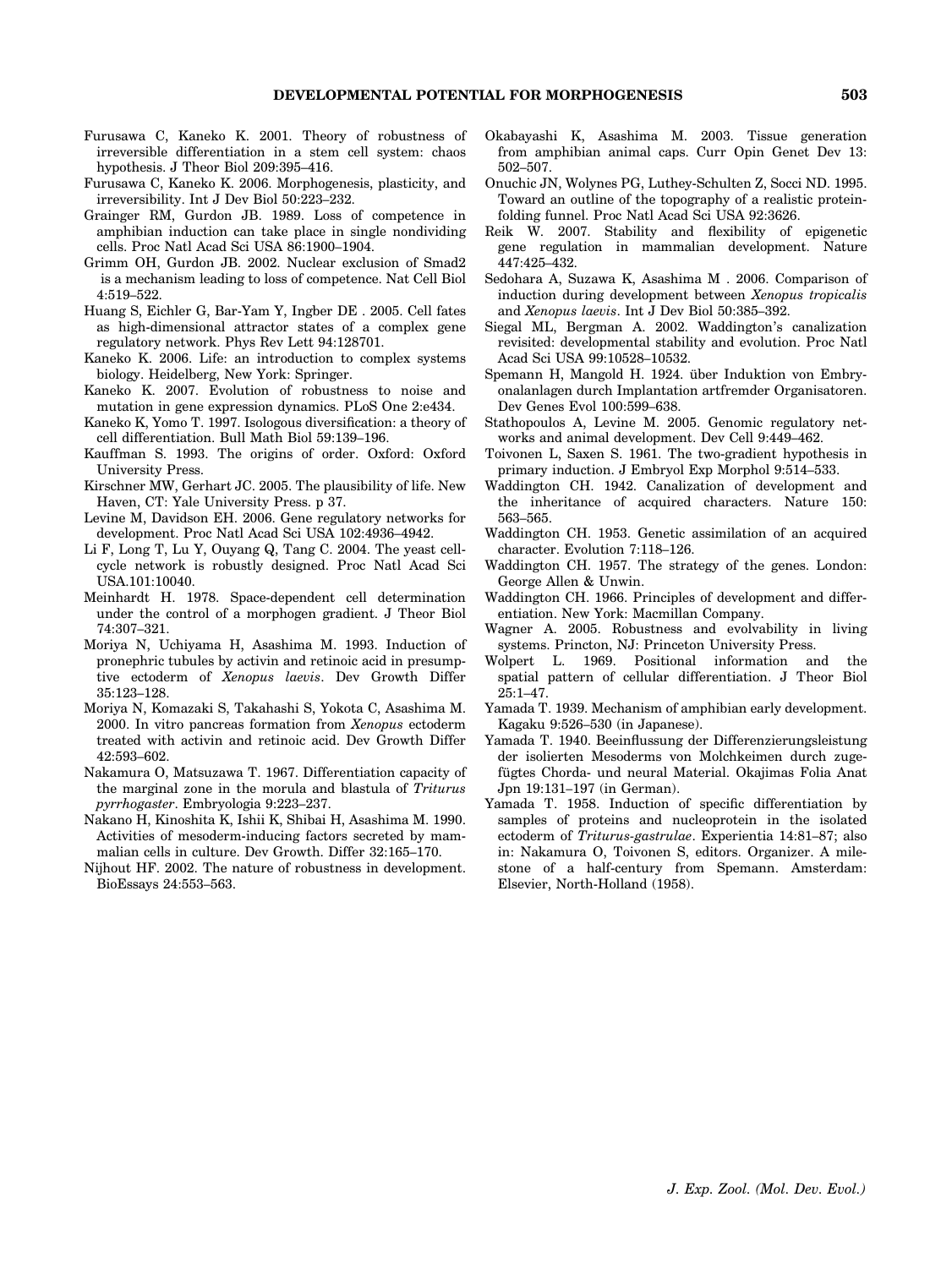Furusawa C, Kaneko K. 2001. Theory of robustness of irreversible differentiation in a stem cell system: chaos hypothesis. J Theor Biol 209:395–416.

Furusawa C, Kaneko K. 2006. Morphogenesis, plasticity, and irreversibility. Int J Dev Biol 50:223–232.

Grainger RM, Gurdon JB. 1989. Loss of competence in amphibian induction can take place in single nondividing cells. Proc Natl Acad Sci USA 86:1900–1904.

Grimm OH, Gurdon JB. 2002. Nuclear exclusion of Smad2 is a mechanism leading to loss of competence. Nat Cell Biol 4:519–522.

Huang S, Eichler G, Bar-Yam Y, Ingber DE . 2005. Cell fates as high-dimensional attractor states of a complex gene regulatory network. Phys Rev Lett 94:128701.

Kaneko K. 2006. Life: an introduction to complex systems biology. Heidelberg, New York: Springer.

Kaneko K. 2007. Evolution of robustness to noise and mutation in gene expression dynamics. PLoS One 2:e434.

Kaneko K, Yomo T. 1997. Isologous diversification: a theory of cell differentiation. Bull Math Biol 59:139–196.

Kauffman S. 1993. The origins of order. Oxford: Oxford University Press.

Kirschner MW, Gerhart JC. 2005. The plausibility of life. New Haven, CT: Yale University Press. p 37.

Levine M, Davidson EH. 2006. Gene regulatory networks for development. Proc Natl Acad Sci USA 102:4936–4942.

Li F, Long T, Lu Y, Ouyang Q, Tang C. 2004. The yeast cell-cycle network is robustly designed. Proc Natl Acad Sci USA.101:10040.

Meinhardt H. 1978. Space-dependent cell determination under the control of a morphogen gradient. J Theor Biol 74:307–321.

Moriya N, Uchiyama H, Asashima M. 1993. Induction of pronephric tubules by activin and retinoic acid in presumptive ectoderm of *Xenopus laevis*. Dev Growth Differ 35:123–128.

Moriya N, Komazaki S, Takahashi S, Yokota C, Asashima M. 2000. In vitro pancreas formation from *Xenopus* ectoderm treated with activin and retinoic acid. Dev Growth Differ 42:593–602.

Nakamura O, Matsuzawa T. 1967. Differentiation capacity of the marginal zone in the morula and blastula of *Triturus pyrrhogaster*. Embryologia 9:223–237.

Nakano H, Kinoshita K, Ishii K, Shibai H, Asashima M. 1990. Activities of mesoderm-inducing factors secreted by mammalian cells in culture. Dev Growth. Differ 32:165–170.

Nijhout HF. 2002. The nature of robustness in development. BioEssays 24:553–563.

Okabayashi K, Asashima M. 2003. Tissue generation from amphibian animal caps. Curr Opin Genet Dev 13: 502–507.

Onuchic JN, Wolynes PG, Luthey-Schulten Z, Socci ND. 1995. Toward an outline of the topography of a realistic protein-folding funnel. Proc Natl Acad Sci USA 92:3626.

Reik W. 2007. Stability and flexibility of epigenetic gene regulation in mammalian development. Nature 447:425–432.

Sedohara A, Suzawa K, Asashima M . 2006. Comparison of induction during development between *Xenopus tropicalis* and *Xenopus laevis*. Int J Dev Biol 50:385–392.

Siegal ML, Bergman A. 2002. Waddington's canalization revisited: developmental stability and evolution. Proc Natl Acad Sci USA 99:10528–10532.

Spemann H, Mangold H. 1924. über Induktion von Embryonalanlagen durch Implantation artfremder Organisatoren. Dev Genes Evol 100:599–638.

Stathopoulos A, Levine M. 2005. Genomic regulatory networks and animal development. Dev Cell 9:449–462.

Toivonen L, Saxen S. 1961. The two-gradient hypothesis in primary induction. J Embryol Exp Morphol 9:514–533.

Waddington CH. 1942. Canalization of development and the inheritance of acquired characters. Nature 150: 563–565.

Waddington CH. 1953. Genetic assimilation of an acquired character. Evolution 7:118–126.

Waddington CH. 1957. The strategy of the genes. London: George Allen & Unwin.

Waddington CH. 1966. Principles of development and differentiation. New York: Macmillan Company.

Wagner A. 2005. Robustness and evolvability in living systems. Princton, NJ: Princeton University Press.

Wolpert L. 1969. Positional information and the spatial pattern of cellular differentiation. J Theor Biol 25:1–47.

Yamada T. 1939. Mechanism of amphibian early development. Kagaku 9:526–530 (in Japanese).

Yamada T. 1940. Beeinflussung der Differenzierungsleistung der isolierten Mesoderms von Molchkeimen durch zugefügtes Chorda- und neural Material. Okajimas Folia Anat Jpn 19:131–197 (in German).

Yamada T. 1958. Induction of specific differentiation by samples of proteins and nucleoprotein in the isolated ectoderm of *Triturus-gastrulae*. Experientia 14:81–87; also in: Nakamura O, Toivonen S, editors. Organizer. A milestone of a half-century from Spemann. Amsterdam: Elsevier, North-Holland (1958).